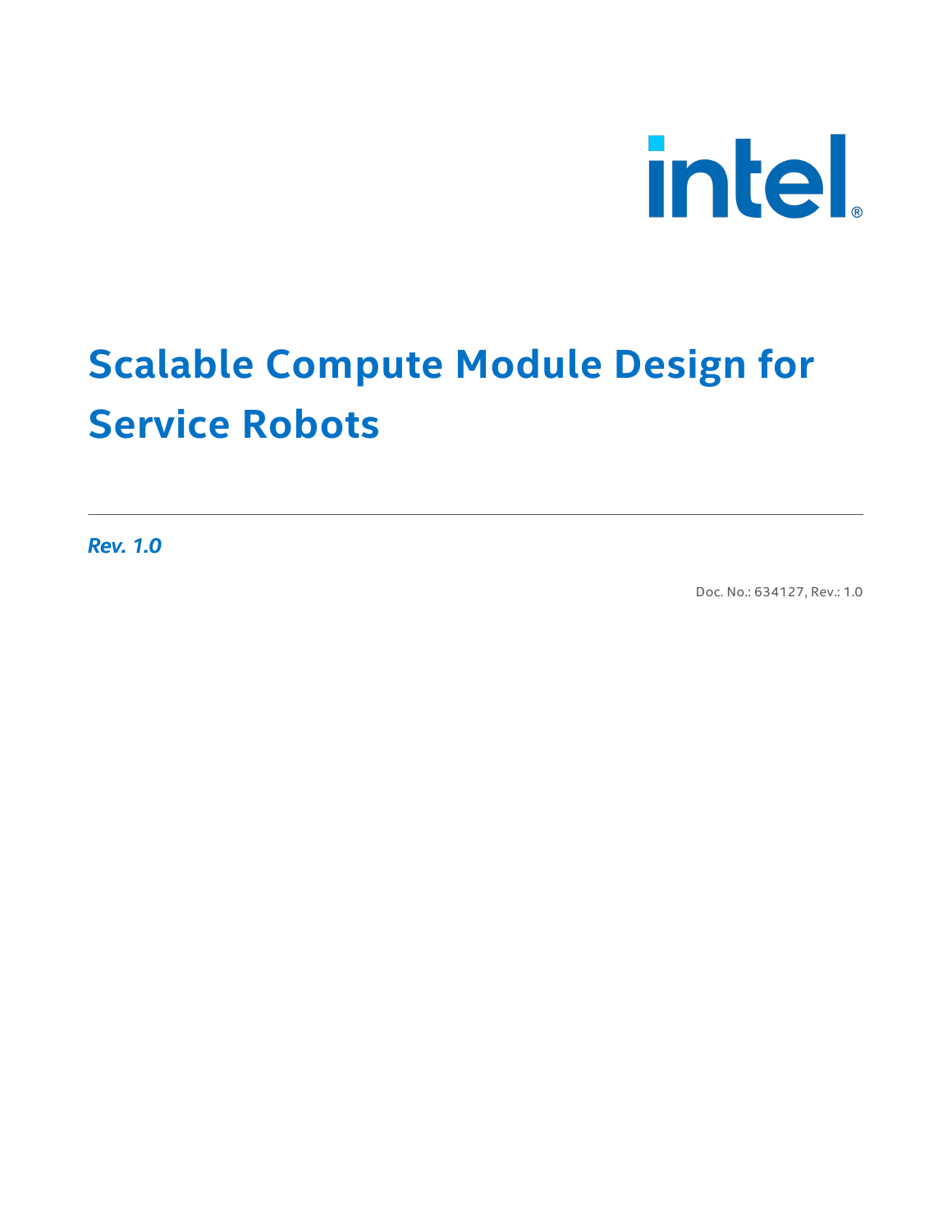# Scalable Compute Module Design for Service Robots

*Rev. 1.0*

Doc. No.: 634127, Rev.: 1.0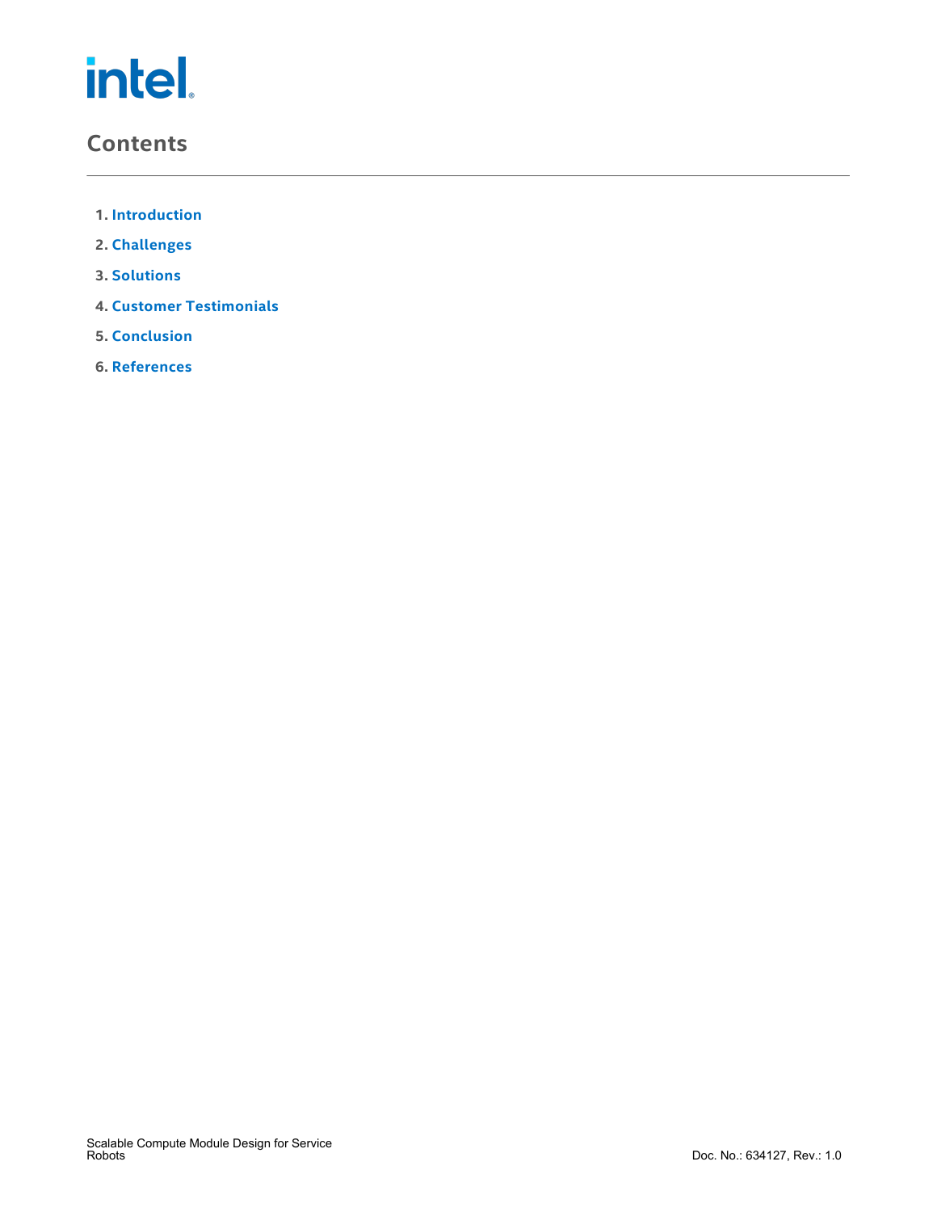## Contents

1. Introduction
2. Challenges
3. Solutions
4. Customer Testimonials
5. Conclusion
6. References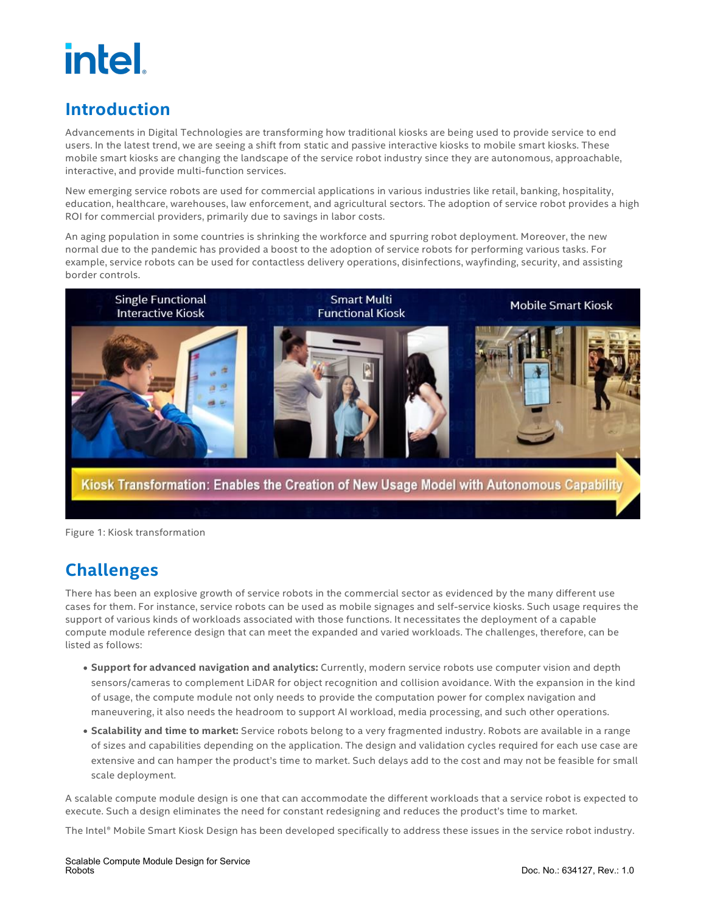## Introduction

Advancements in Digital Technologies are transforming how traditional kiosks are being used to provide service to end users. In the latest trend, we are seeing a shift from static and passive interactive kiosks to mobile smart kiosks. These mobile smart kiosks are changing the landscape of the service robot industry since they are autonomous, approachable, interactive, and provide multi-function services.

New emerging service robots are used for commercial applications in various industries like retail, banking, hospitality, education, healthcare, warehouses, law enforcement, and agricultural sectors. The adoption of service robot provides a high ROI for commercial providers, primarily due to savings in labor costs.

An aging population in some countries is shrinking the workforce and spurring robot deployment. Moreover, the new normal due to the pandemic has provided a boost to the adoption of service robots for performing various tasks. For example, service robots can be used for contactless delivery operations, disinfections, wayfinding, security, and assisting border controls.

Figure 1: Kiosk transformation

## Challenges

There has been an explosive growth of service robots in the commercial sector as evidenced by the many different use cases for them. For instance, service robots can be used as mobile signages and self-service kiosks. Such usage requires the support of various kinds of workloads associated with those functions. It necessitates the deployment of a capable compute module reference design that can meet the expanded and varied workloads. The challenges, therefore, can be listed as follows:

- **Support for advanced navigation and analytics:** Currently, modern service robots use computer vision and depth sensors/cameras to complement LiDAR for object recognition and collision avoidance. With the expansion in the kind of usage, the compute module not only needs to provide the computation power for complex navigation and maneuvering, it also needs the headroom to support AI workload, media processing, and such other operations.
- **Scalability and time to market:** Service robots belong to a very fragmented industry. Robots are available in a range of sizes and capabilities depending on the application. The design and validation cycles required for each use case are extensive and can hamper the product's time to market. Such delays add to the cost and may not be feasible for small scale deployment.

A scalable compute module design is one that can accommodate the different workloads that a service robot is expected to execute. Such a design eliminates the need for constant redesigning and reduces the product's time to market.

The Intel® Mobile Smart Kiosk Design has been developed specifically to address these issues in the service robot industry.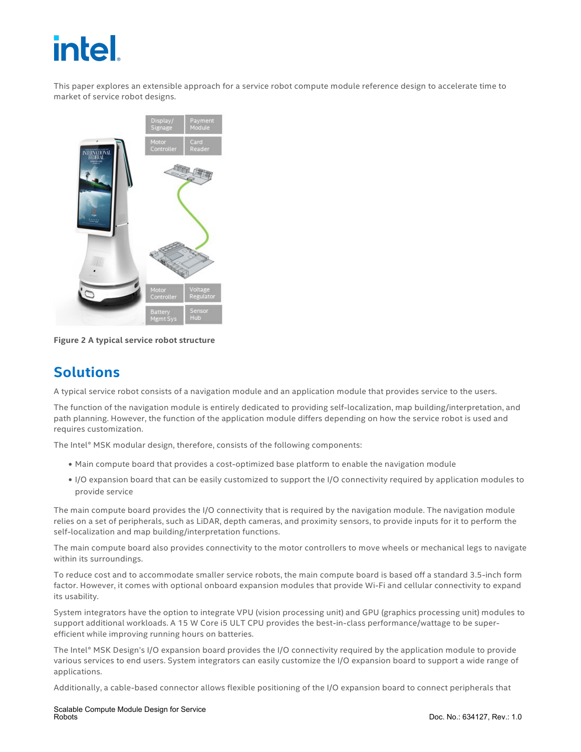This paper explores an extensible approach for a service robot compute module reference design to accelerate time to market of service robot designs.

Figure 2 A typical service robot structure

## Solutions

A typical service robot consists of a navigation module and an application module that provides service to the users.

The function of the navigation module is entirely dedicated to providing self-localization, map building/interpretation, and path planning. However, the function of the application module differs depending on how the service robot is used and requires customization.

The Intel® MSK modular design, therefore, consists of the following components:

- Main compute board that provides a cost-optimized base platform to enable the navigation module
- I/O expansion board that can be easily customized to support the I/O connectivity required by application modules to provide service

The main compute board provides the I/O connectivity that is required by the navigation module. The navigation module relies on a set of peripherals, such as LiDAR, depth cameras, and proximity sensors, to provide inputs for it to perform the self-localization and map building/interpretation functions.

The main compute board also provides connectivity to the motor controllers to move wheels or mechanical legs to navigate within its surroundings.

To reduce cost and to accommodate smaller service robots, the main compute board is based off a standard 3.5-inch form factor. However, it comes with optional onboard expansion modules that provide Wi-Fi and cellular connectivity to expand its usability.

System integrators have the option to integrate VPU (vision processing unit) and GPU (graphics processing unit) modules to support additional workloads. A 15 W Core i5 ULT CPU provides the best-in-class performance/wattage to be super-efficient while improving running hours on batteries.

The Intel® MSK Design's I/O expansion board provides the I/O connectivity required by the application module to provide various services to end users. System integrators can easily customize the I/O expansion board to support a wide range of applications.

Additionally, a cable-based connector allows flexible positioning of the I/O expansion board to connect peripherals that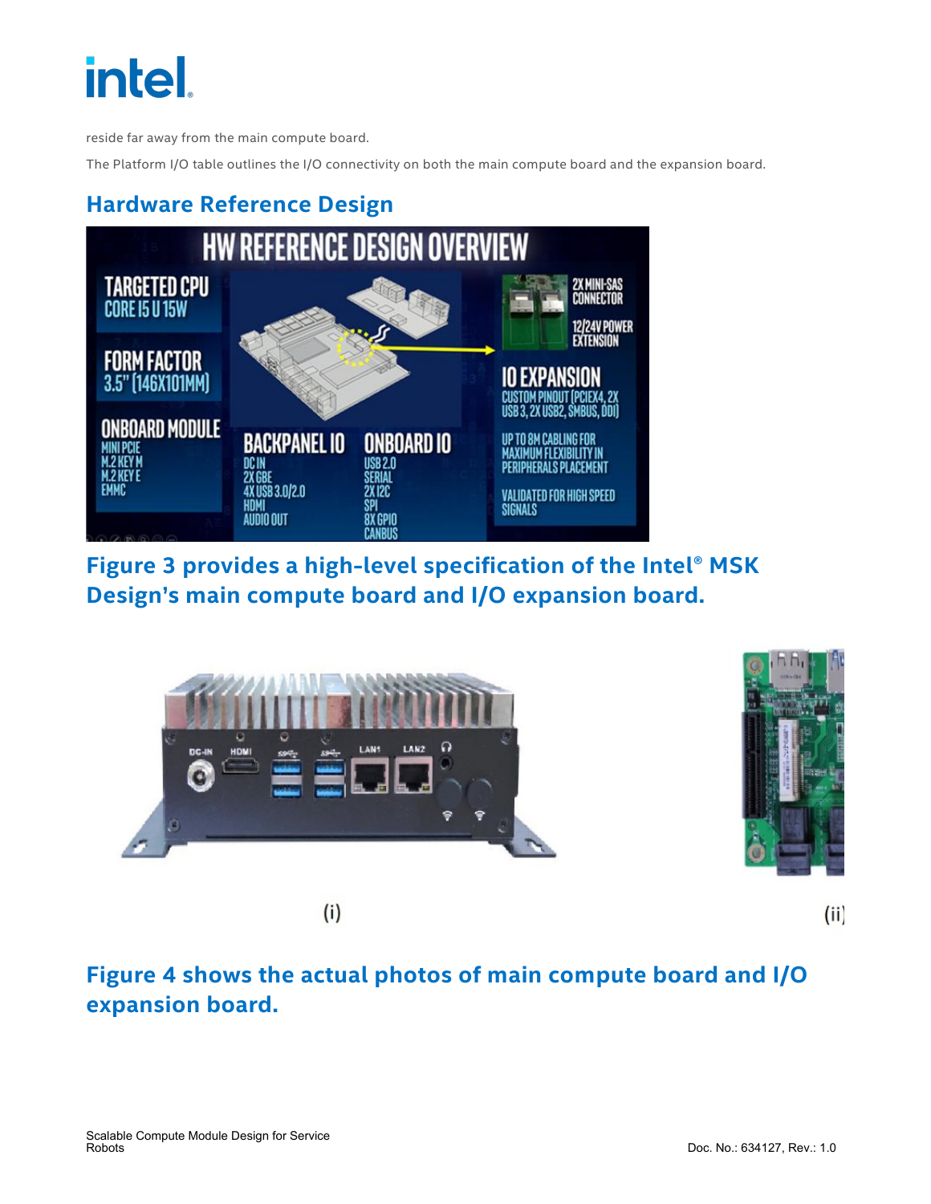reside far away from the main compute board.

The Platform I/O table outlines the I/O connectivity on both the main compute board and the expansion board.

## Hardware Reference Design

## Figure 3 provides a high-level specification of the Intel® MSK Design's main compute board and I/O expansion board.

(i)

(ii)

## Figure 4 shows the actual photos of main compute board and I/O expansion board.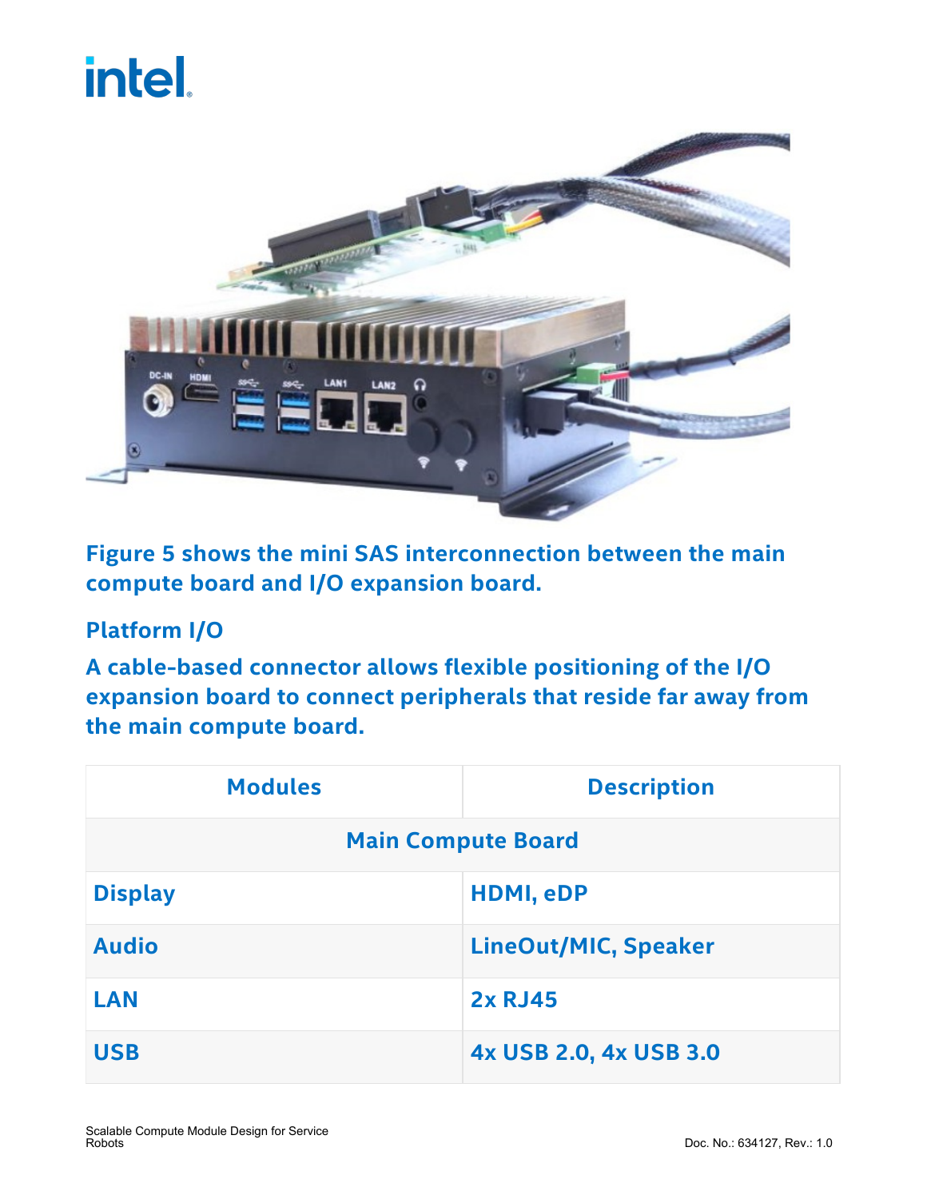**Figure 5 shows the mini SAS interconnection between the main compute board and I/O expansion board.**

## Platform I/O

**A cable-based connector allows flexible positioning of the I/O expansion board to connect peripherals that reside far away from the main compute board.**

| Modules | Description |
| --- | --- |
| **Main Compute Board** | |
| **Display** | **HDMI, eDP** |
| **Audio** | **LineOut/MIC, Speaker** |
| **LAN** | **2x RJ45** |
| **USB** | **4x USB 2.0, 4x USB 3.0** |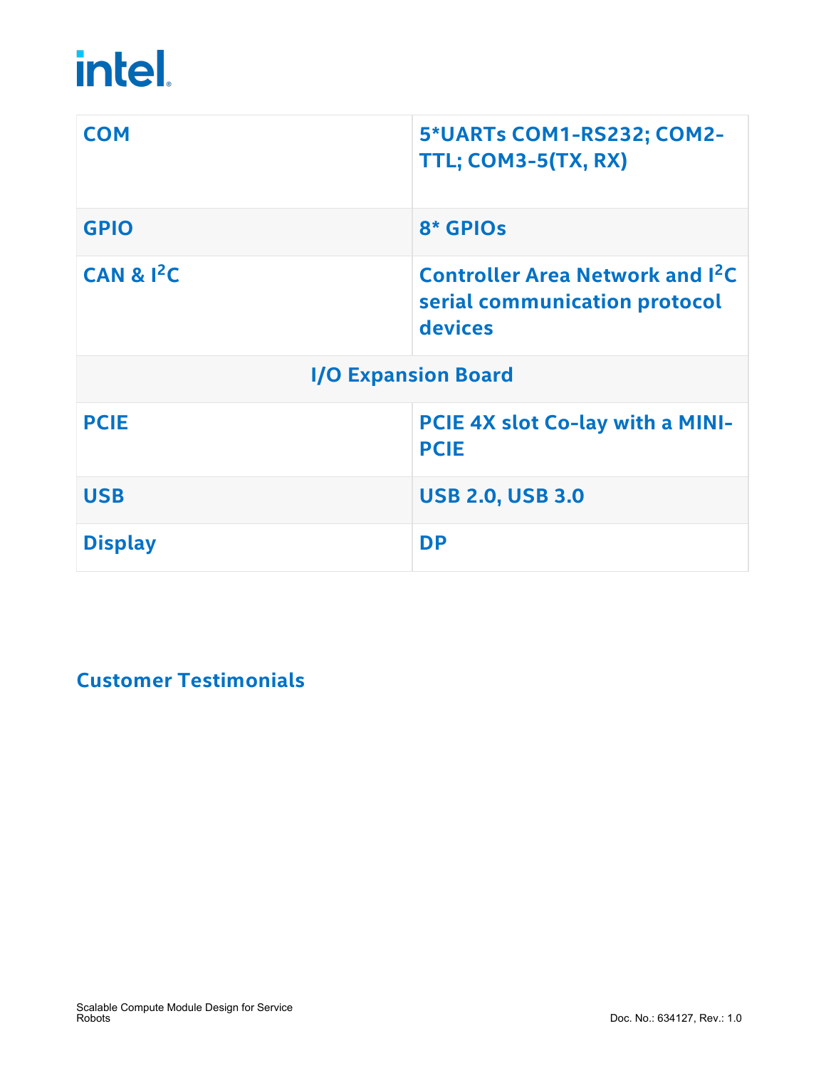| | |
|---|---|
| **COM** | **5*UARTs COM1-RS232; COM2-TTL; COM3-5(TX, RX)** |
| **GPIO** | **8* GPIOs** |
| **CAN & $I^2C$** | **Controller Area Network and $I^2C$ serial communication protocol devices** |
| **I/O Expansion Board** | |
| **PCIE** | **PCIE 4X slot Co-lay with a MINI-PCIE** |
| **USB** | **USB 2.0, USB 3.0** |
| **Display** | **DP** |

## Customer Testimonials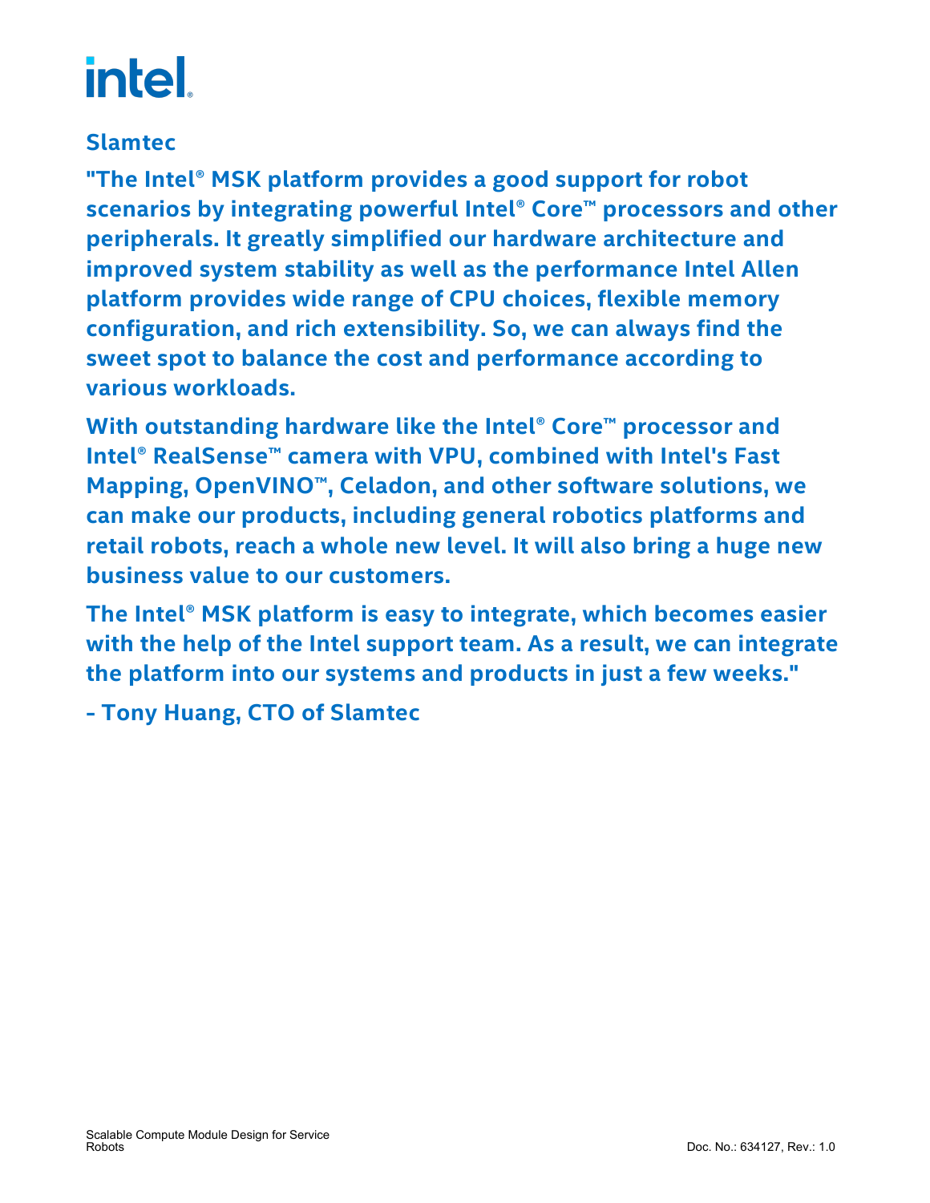## Slamtec

**"The Intel® MSK platform provides a good support for robot scenarios by integrating powerful Intel® Core™ processors and other peripherals. It greatly simplified our hardware architecture and improved system stability as well as the performance Intel Allen platform provides wide range of CPU choices, flexible memory configuration, and rich extensibility. So, we can always find the sweet spot to balance the cost and performance according to various workloads.**

**With outstanding hardware like the Intel® Core™ processor and Intel® RealSense™ camera with VPU, combined with Intel's Fast Mapping, OpenVINO™, Celadon, and other software solutions, we can make our products, including general robotics platforms and retail robots, reach a whole new level. It will also bring a huge new business value to our customers.**

**The Intel® MSK platform is easy to integrate, which becomes easier with the help of the Intel support team. As a result, we can integrate the platform into our systems and products in just a few weeks."**

**- Tony Huang, CTO of Slamtec**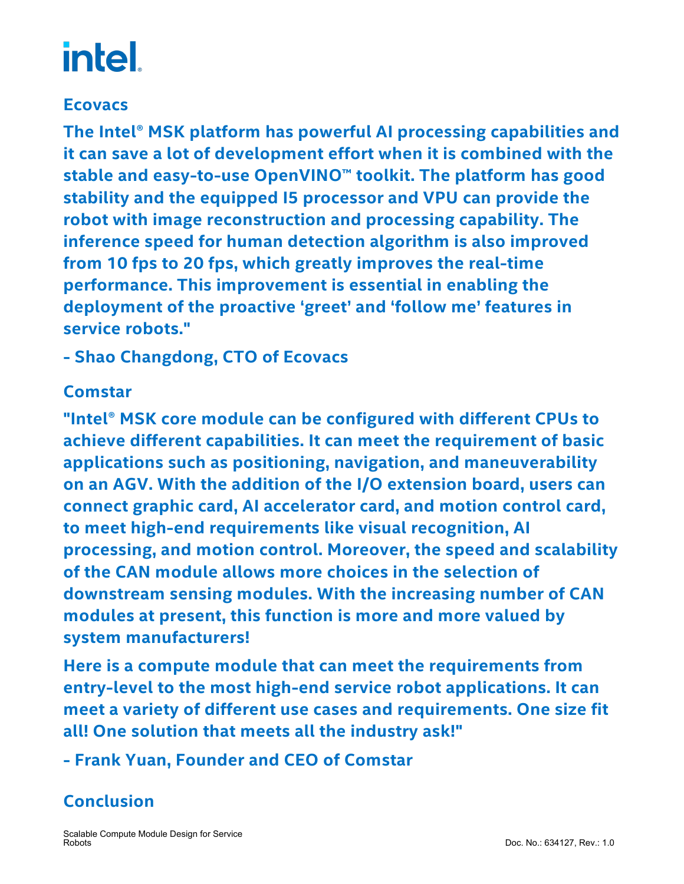### Ecovacs

**The Intel® MSK platform has powerful AI processing capabilities and it can save a lot of development effort when it is combined with the stable and easy-to-use OpenVINO™ toolkit. The platform has good stability and the equipped I5 processor and VPU can provide the robot with image reconstruction and processing capability. The inference speed for human detection algorithm is also improved from 10 fps to 20 fps, which greatly improves the real-time performance. This improvement is essential in enabling the deployment of the proactive 'greet' and 'follow me' features in service robots."**

**- Shao Changdong, CTO of Ecovacs**

### Comstar

**"Intel® MSK core module can be configured with different CPUs to achieve different capabilities. It can meet the requirement of basic applications such as positioning, navigation, and maneuverability on an AGV. With the addition of the I/O extension board, users can connect graphic card, AI accelerator card, and motion control card, to meet high-end requirements like visual recognition, AI processing, and motion control. Moreover, the speed and scalability of the CAN module allows more choices in the selection of downstream sensing modules. With the increasing number of CAN modules at present, this function is more and more valued by system manufacturers!**

**Here is a compute module that can meet the requirements from entry-level to the most high-end service robot applications. It can meet a variety of different use cases and requirements. One size fit all! One solution that meets all the industry ask!"**

**- Frank Yuan, Founder and CEO of Comstar**

## Conclusion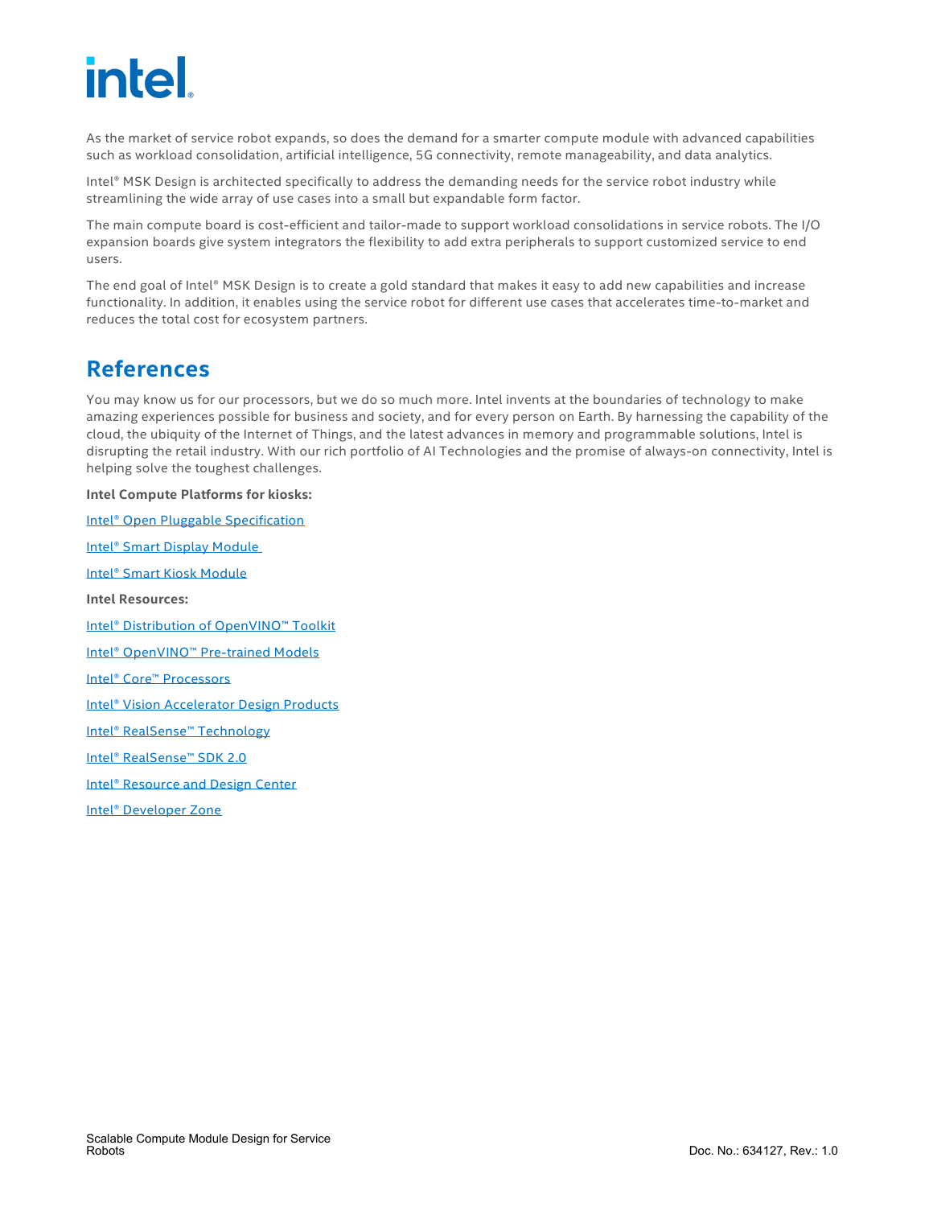As the market of service robot expands, so does the demand for a smarter compute module with advanced capabilities such as workload consolidation, artificial intelligence, 5G connectivity, remote manageability, and data analytics.

Intel® MSK Design is architected specifically to address the demanding needs for the service robot industry while streamlining the wide array of use cases into a small but expandable form factor.

The main compute board is cost-efficient and tailor-made to support workload consolidations in service robots. The I/O expansion boards give system integrators the flexibility to add extra peripherals to support customized service to end users.

The end goal of Intel® MSK Design is to create a gold standard that makes it easy to add new capabilities and increase functionality. In addition, it enables using the service robot for different use cases that accelerates time-to-market and reduces the total cost for ecosystem partners.

## References

You may know us for our processors, but we do so much more. Intel invents at the boundaries of technology to make amazing experiences possible for business and society, and for every person on Earth. By harnessing the capability of the cloud, the ubiquity of the Internet of Things, and the latest advances in memory and programmable solutions, Intel is disrupting the retail industry. With our rich portfolio of AI Technologies and the promise of always-on connectivity, Intel is helping solve the toughest challenges.

**Intel Compute Platforms for kiosks:**

Intel® Open Pluggable Specification

Intel® Smart Display Module

Intel® Smart Kiosk Module

**Intel Resources:**

Intel® Distribution of OpenVINO™ Toolkit

Intel® OpenVINO™ Pre-trained Models

Intel® Core™ Processors

Intel® Vision Accelerator Design Products

Intel® RealSense™ Technology

Intel® RealSense™ SDK 2.0

Intel® Resource and Design Center

Intel® Developer Zone